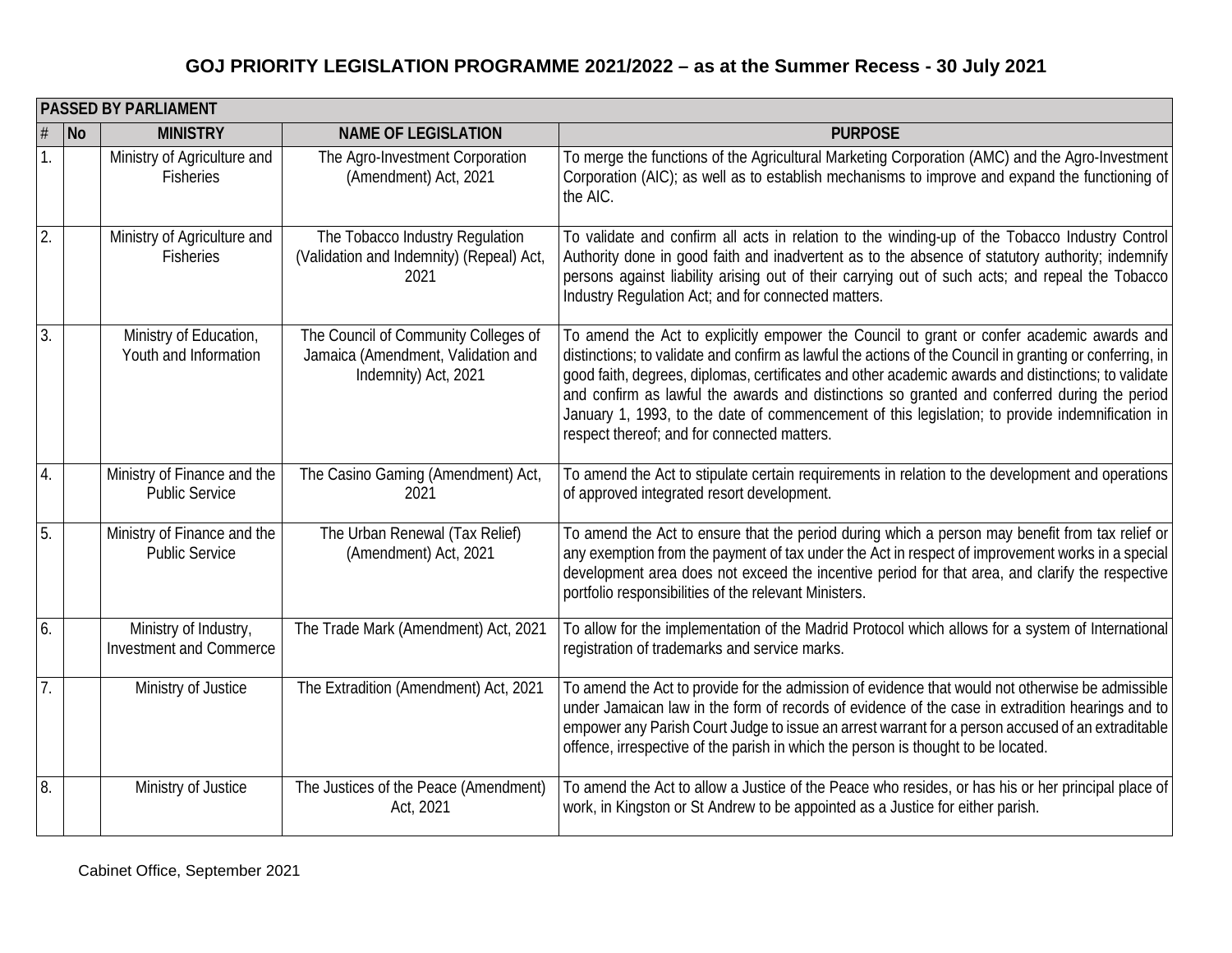# GOJ PRIORITY LEGISLATION PROGRAMME 2021/2022 – as at the Summer Recess - 30 July 2021

| PASSED BY PARLIAMENT | | | | |
|---|---|---|---|---|
| # | No | MINISTRY | NAME OF LEGISLATION | PURPOSE |
| 1. | | Ministry of Agriculture and Fisheries | The Agro-Investment Corporation (Amendment) Act, 2021 | To merge the functions of the Agricultural Marketing Corporation (AMC) and the Agro-Investment Corporation (AIC); as well as to establish mechanisms to improve and expand the functioning of the AIC. |
| 2. | | Ministry of Agriculture and Fisheries | The Tobacco Industry Regulation (Validation and Indemnity) (Repeal) Act, 2021 | To validate and confirm all acts in relation to the winding-up of the Tobacco Industry Control Authority done in good faith and inadvertent as to the absence of statutory authority; indemnify persons against liability arising out of their carrying out of such acts; and repeal the Tobacco Industry Regulation Act; and for connected matters. |
| 3. | | Ministry of Education, Youth and Information | The Council of Community Colleges of Jamaica (Amendment, Validation and Indemnity) Act, 2021 | To amend the Act to explicitly empower the Council to grant or confer academic awards and distinctions; to validate and confirm as lawful the actions of the Council in granting or conferring, in good faith, degrees, diplomas, certificates and other academic awards and distinctions; to validate and confirm as lawful the awards and distinctions so granted and conferred during the period January 1, 1993, to the date of commencement of this legislation; to provide indemnification in respect thereof; and for connected matters. |
| 4. | | Ministry of Finance and the Public Service | The Casino Gaming (Amendment) Act, 2021 | To amend the Act to stipulate certain requirements in relation to the development and operations of approved integrated resort development. |
| 5. | | Ministry of Finance and the Public Service | The Urban Renewal (Tax Relief) (Amendment) Act, 2021 | To amend the Act to ensure that the period during which a person may benefit from tax relief or any exemption from the payment of tax under the Act in respect of improvement works in a special development area does not exceed the incentive period for that area, and clarify the respective portfolio responsibilities of the relevant Ministers. |
| 6. | | Ministry of Industry, Investment and Commerce | The Trade Mark (Amendment) Act, 2021 | To allow for the implementation of the Madrid Protocol which allows for a system of International registration of trademarks and service marks. |
| 7. | | Ministry of Justice | The Extradition (Amendment) Act, 2021 | To amend the Act to provide for the admission of evidence that would not otherwise be admissible under Jamaican law in the form of records of evidence of the case in extradition hearings and to empower any Parish Court Judge to issue an arrest warrant for a person accused of an extraditable offence, irrespective of the parish in which the person is thought to be located. |
| 8. | | Ministry of Justice | The Justices of the Peace (Amendment) Act, 2021 | To amend the Act to allow a Justice of the Peace who resides, or has his or her principal place of work, in Kingston or St Andrew to be appointed as a Justice for either parish. |

Cabinet Office, September 2021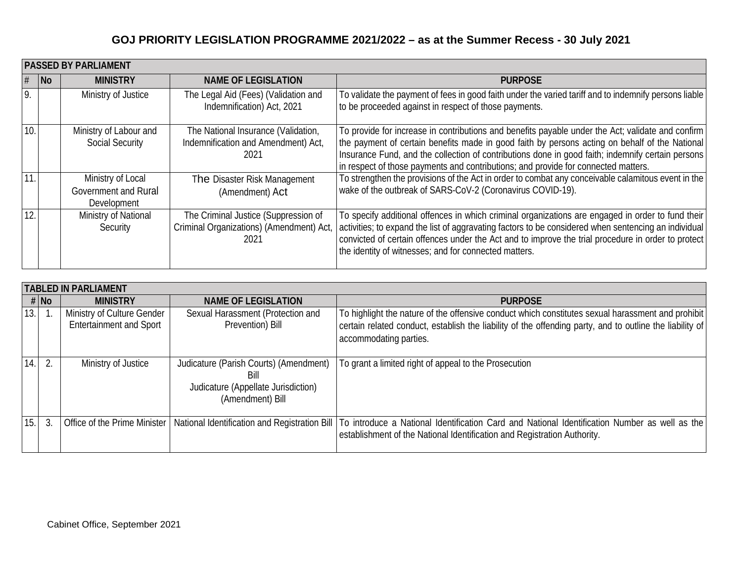## GOJ PRIORITY LEGISLATION PROGRAMME 2021/2022 – as at the Summer Recess - 30 July 2021

**PASSED BY PARLIAMENT**

| # | No | MINISTRY | NAME OF LEGISLATION | PURPOSE |
|---|---|---|---|---|
| 9. | | Ministry of Justice | The Legal Aid (Fees) (Validation and Indemnification) Act, 2021 | To validate the payment of fees in good faith under the varied tariff and to indemnify persons liable to be proceeded against in respect of those payments. |
| 10. | | Ministry of Labour and Social Security | The National Insurance (Validation, Indemnification and Amendment) Act, 2021 | To provide for increase in contributions and benefits payable under the Act; validate and confirm the payment of certain benefits made in good faith by persons acting on behalf of the National Insurance Fund, and the collection of contributions done in good faith; indemnify certain persons in respect of those payments and contributions; and provide for connected matters. |
| 11. | | Ministry of Local Government and Rural Development | The Disaster Risk Management (Amendment) Act | To strengthen the provisions of the Act in order to combat any conceivable calamitous event in the wake of the outbreak of SARS-CoV-2 (Coronavirus COVID-19). |
| 12. | | Ministry of National Security | The Criminal Justice (Suppression of Criminal Organizations) (Amendment) Act, 2021 | To specify additional offences in which criminal organizations are engaged in order to fund their activities; to expand the list of aggravating factors to be considered when sentencing an individual convicted of certain offences under the Act and to improve the trial procedure in order to protect the identity of witnesses; and for connected matters. |

**TABLED IN PARLIAMENT**

| # | No | MINISTRY | NAME OF LEGISLATION | PURPOSE |
|---|---|---|---|---|
| 13. | 1. | Ministry of Culture Gender Entertainment and Sport | Sexual Harassment (Protection and Prevention) Bill | To highlight the nature of the offensive conduct which constitutes sexual harassment and prohibit certain related conduct, establish the liability of the offending party, and to outline the liability of accommodating parties. |
| 14. | 2. | Ministry of Justice | Judicature (Parish Courts) (Amendment) Bill<br>Judicature (Appellate Jurisdiction) (Amendment) Bill | To grant a limited right of appeal to the Prosecution |
| 15. | 3. | Office of the Prime Minister | National Identification and Registration Bill | To introduce a National Identification Card and National Identification Number as well as the establishment of the National Identification and Registration Authority. |

Cabinet Office, September 2021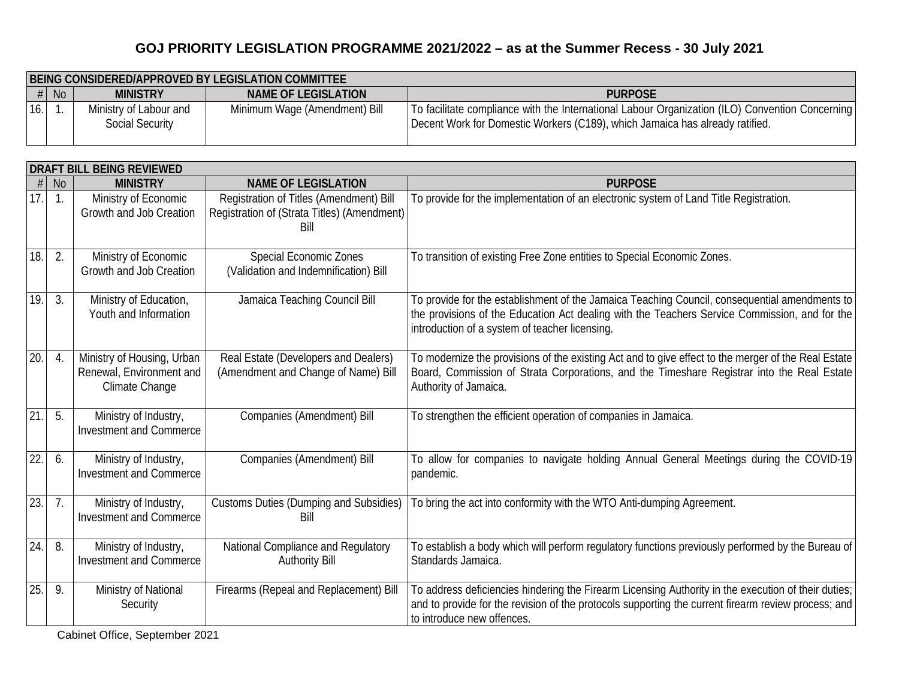## GOJ PRIORITY LEGISLATION PROGRAMME 2021/2022 – as at the Summer Recess - 30 July 2021

| BEING CONSIDERED/APPROVED BY LEGISLATION COMMITTEE | | | | |
|---|---|---|---|---|
| # | No | MINISTRY | NAME OF LEGISLATION | PURPOSE |
| 16. | 1. | Ministry of Labour and Social Security | Minimum Wage (Amendment) Bill | To facilitate compliance with the International Labour Organization (ILO) Convention Concerning Decent Work for Domestic Workers (C189), which Jamaica has already ratified. |

| DRAFT BILL BEING REVIEWED | | | | |
|---|---|---|---|---|
| # | No | MINISTRY | NAME OF LEGISLATION | PURPOSE |
| 17. | 1. | Ministry of Economic Growth and Job Creation | Registration of Titles (Amendment) Bill Registration of (Strata Titles) (Amendment) Bill | To provide for the implementation of an electronic system of Land Title Registration. |
| 18. | 2. | Ministry of Economic Growth and Job Creation | Special Economic Zones (Validation and Indemnification) Bill | To transition of existing Free Zone entities to Special Economic Zones. |
| 19. | 3. | Ministry of Education, Youth and Information | Jamaica Teaching Council Bill | To provide for the establishment of the Jamaica Teaching Council, consequential amendments to the provisions of the Education Act dealing with the Teachers Service Commission, and for the introduction of a system of teacher licensing. |
| 20. | 4. | Ministry of Housing, Urban Renewal, Environment and Climate Change | Real Estate (Developers and Dealers) (Amendment and Change of Name) Bill | To modernize the provisions of the existing Act and to give effect to the merger of the Real Estate Board, Commission of Strata Corporations, and the Timeshare Registrar into the Real Estate Authority of Jamaica. |
| 21. | 5. | Ministry of Industry, Investment and Commerce | Companies (Amendment) Bill | To strengthen the efficient operation of companies in Jamaica. |
| 22. | 6. | Ministry of Industry, Investment and Commerce | Companies (Amendment) Bill | To allow for companies to navigate holding Annual General Meetings during the COVID-19 pandemic. |
| 23. | 7. | Ministry of Industry, Investment and Commerce | Customs Duties (Dumping and Subsidies) Bill | To bring the act into conformity with the WTO Anti-dumping Agreement. |
| 24. | 8. | Ministry of Industry, Investment and Commerce | National Compliance and Regulatory Authority Bill | To establish a body which will perform regulatory functions previously performed by the Bureau of Standards Jamaica. |
| 25. | 9. | Ministry of National Security | Firearms (Repeal and Replacement) Bill | To address deficiencies hindering the Firearm Licensing Authority in the execution of their duties; and to provide for the revision of the protocols supporting the current firearm review process; and to introduce new offences. |

Cabinet Office, September 2021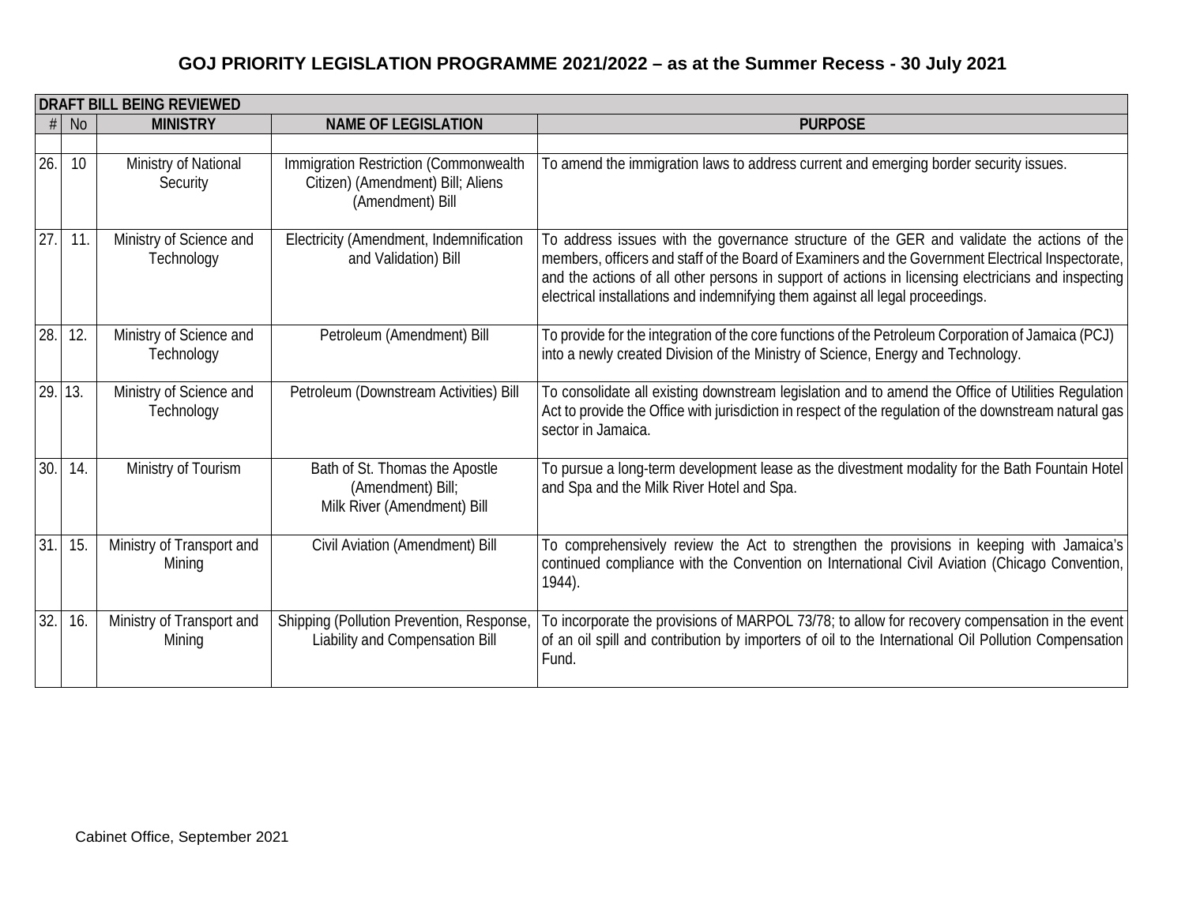## GOJ PRIORITY LEGISLATION PROGRAMME 2021/2022 – as at the Summer Recess - 30 July 2021

| DRAFT BILL BEING REVIEWED | | | | |
|---|---|---|---|---|
| # | No | MINISTRY | NAME OF LEGISLATION | PURPOSE |
| | | | | |
| 26. | 10 | Ministry of National Security | Immigration Restriction (Commonwealth Citizen) (Amendment) Bill; Aliens (Amendment) Bill | To amend the immigration laws to address current and emerging border security issues. |
| 27. | 11. | Ministry of Science and Technology | Electricity (Amendment, Indemnification and Validation) Bill | To address issues with the governance structure of the GER and validate the actions of the members, officers and staff of the Board of Examiners and the Government Electrical Inspectorate, and the actions of all other persons in support of actions in licensing electricians and inspecting electrical installations and indemnifying them against all legal proceedings. |
| 28. | 12. | Ministry of Science and Technology | Petroleum (Amendment) Bill | To provide for the integration of the core functions of the Petroleum Corporation of Jamaica (PCJ) into a newly created Division of the Ministry of Science, Energy and Technology. |
| 29. | 13. | Ministry of Science and Technology | Petroleum (Downstream Activities) Bill | To consolidate all existing downstream legislation and to amend the Office of Utilities Regulation Act to provide the Office with jurisdiction in respect of the regulation of the downstream natural gas sector in Jamaica. |
| 30. | 14. | Ministry of Tourism | Bath of St. Thomas the Apostle (Amendment) Bill; Milk River (Amendment) Bill | To pursue a long-term development lease as the divestment modality for the Bath Fountain Hotel and Spa and the Milk River Hotel and Spa. |
| 31. | 15. | Ministry of Transport and Mining | Civil Aviation (Amendment) Bill | To comprehensively review the Act to strengthen the provisions in keeping with Jamaica's continued compliance with the Convention on International Civil Aviation (Chicago Convention, 1944). |
| 32. | 16. | Ministry of Transport and Mining | Shipping (Pollution Prevention, Response, Liability and Compensation Bill | To incorporate the provisions of MARPOL 73/78; to allow for recovery compensation in the event of an oil spill and contribution by importers of oil to the International Oil Pollution Compensation Fund. |

Cabinet Office, September 2021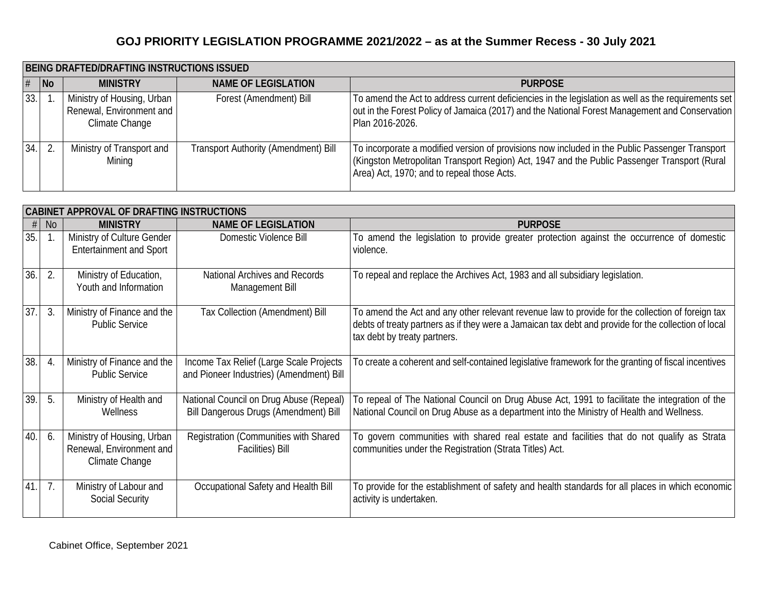## GOJ PRIORITY LEGISLATION PROGRAMME 2021/2022 – as at the Summer Recess - 30 July 2021

| BEING DRAFTED/DRAFTING INSTRUCTIONS ISSUED | | | | |
|---|---|---|---|---|
| # | No | MINISTRY | NAME OF LEGISLATION | PURPOSE |
| 33. | 1. | Ministry of Housing, Urban Renewal, Environment and Climate Change | Forest (Amendment) Bill | To amend the Act to address current deficiencies in the legislation as well as the requirements set out in the Forest Policy of Jamaica (2017) and the National Forest Management and Conservation Plan 2016-2026. |
| 34. | 2. | Ministry of Transport and Mining | Transport Authority (Amendment) Bill | To incorporate a modified version of provisions now included in the Public Passenger Transport (Kingston Metropolitan Transport Region) Act, 1947 and the Public Passenger Transport (Rural Area) Act, 1970; and to repeal those Acts. |

| CABINET APPROVAL OF DRAFTING INSTRUCTIONS | | | | |
|---|---|---|---|---|
| # | No | MINISTRY | NAME OF LEGISLATION | PURPOSE |
| 35. | 1. | Ministry of Culture Gender Entertainment and Sport | Domestic Violence Bill | To amend the legislation to provide greater protection against the occurrence of domestic violence. |
| 36. | 2. | Ministry of Education, Youth and Information | National Archives and Records Management Bill | To repeal and replace the Archives Act, 1983 and all subsidiary legislation. |
| 37. | 3. | Ministry of Finance and the Public Service | Tax Collection (Amendment) Bill | To amend the Act and any other relevant revenue law to provide for the collection of foreign tax debts of treaty partners as if they were a Jamaican tax debt and provide for the collection of local tax debt by treaty partners. |
| 38. | 4. | Ministry of Finance and the Public Service | Income Tax Relief (Large Scale Projects and Pioneer Industries) (Amendment) Bill | To create a coherent and self-contained legislative framework for the granting of fiscal incentives |
| 39. | 5. | Ministry of Health and Wellness | National Council on Drug Abuse (Repeal) Bill Dangerous Drugs (Amendment) Bill | To repeal of The National Council on Drug Abuse Act, 1991 to facilitate the integration of the National Council on Drug Abuse as a department into the Ministry of Health and Wellness. |
| 40. | 6. | Ministry of Housing, Urban Renewal, Environment and Climate Change | Registration (Communities with Shared Facilities) Bill | To govern communities with shared real estate and facilities that do not qualify as Strata communities under the Registration (Strata Titles) Act. |
| 41. | 7. | Ministry of Labour and Social Security | Occupational Safety and Health Bill | To provide for the establishment of safety and health standards for all places in which economic activity is undertaken. |

Cabinet Office, September 2021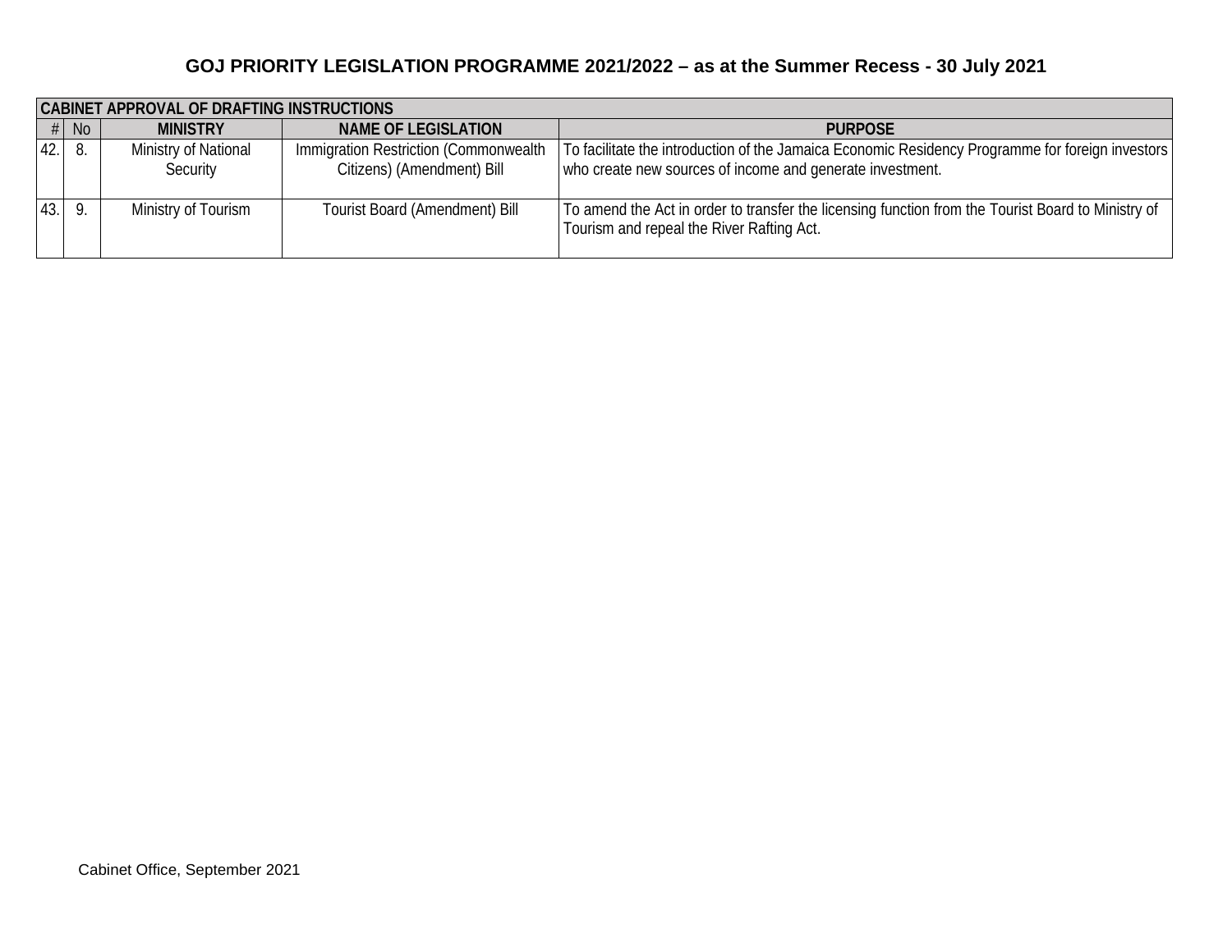## GOJ PRIORITY LEGISLATION PROGRAMME 2021/2022 – as at the Summer Recess - 30 July 2021

| CABINET APPROVAL OF DRAFTING INSTRUCTIONS | | | | |
| --- | --- | --- | --- | --- |
| # | No | MINISTRY | NAME OF LEGISLATION | PURPOSE |
| 42. | 8. | Ministry of National Security | Immigration Restriction (Commonwealth Citizens) (Amendment) Bill | To facilitate the introduction of the Jamaica Economic Residency Programme for foreign investors who create new sources of income and generate investment. |
| 43. | 9. | Ministry of Tourism | Tourist Board (Amendment) Bill | To amend the Act in order to transfer the licensing function from the Tourist Board to Ministry of Tourism and repeal the River Rafting Act. |

Cabinet Office, September 2021